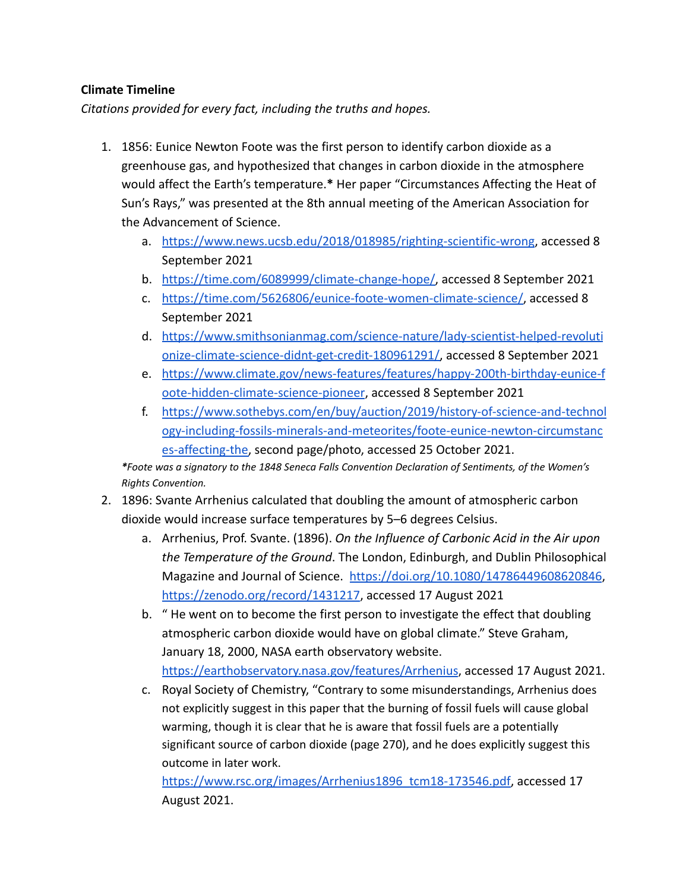**Climate Timeline**

*Citations provided for every fact, including the truths and hopes.*

1. 1856: Eunice Newton Foote was the first person to identify carbon dioxide as a greenhouse gas, and hypothesized that changes in carbon dioxide in the atmosphere would affect the Earth's temperature.**\*** Her paper "Circumstances Affecting the Heat of Sun's Rays," was presented at the 8th annual meeting of the American Association for the Advancement of Science.
    a. https://www.news.ucsb.edu/2018/018985/righting-scientific-wrong, accessed 8 September 2021
    b. https://time.com/6089999/climate-change-hope/, accessed 8 September 2021
    c. https://time.com/5626806/eunice-foote-women-climate-science/, accessed 8 September 2021
    d. https://www.smithsonianmag.com/science-nature/lady-scientist-helped-revolutionize-climate-science-didnt-get-credit-180961291/, accessed 8 September 2021
    e. https://www.climate.gov/news-features/features/happy-200th-birthday-eunice-foote-hidden-climate-science-pioneer, accessed 8 September 2021
    f. https://www.sothebys.com/en/buy/auction/2019/history-of-science-and-technology-including-fossils-minerals-and-meteorites/foote-eunice-newton-circumstances-affecting-the, second page/photo, accessed 25 October 2021.

    *\*Foote was a signatory to the 1848 Seneca Falls Convention Declaration of Sentiments, of the Women's Rights Convention.*

2. 1896: Svante Arrhenius calculated that doubling the amount of atmospheric carbon dioxide would increase surface temperatures by 5–6 degrees Celsius.
    a. Arrhenius, Prof. Svante. (1896). *On the Influence of Carbonic Acid in the Air upon the Temperature of the Ground*. The London, Edinburgh, and Dublin Philosophical Magazine and Journal of Science. https://doi.org/10.1080/14786449608620846, https://zenodo.org/record/1431217, accessed 17 August 2021
    b. " He went on to become the first person to investigate the effect that doubling atmospheric carbon dioxide would have on global climate." Steve Graham, January 18, 2000, NASA earth observatory website. https://earthobservatory.nasa.gov/features/Arrhenius, accessed 17 August 2021.
    c. Royal Society of Chemistry, "Contrary to some misunderstandings, Arrhenius does not explicitly suggest in this paper that the burning of fossil fuels will cause global warming, though it is clear that he is aware that fossil fuels are a potentially significant source of carbon dioxide (page 270), and he does explicitly suggest this outcome in later work. https://www.rsc.org/images/Arrhenius1896_tcm18-173546.pdf, accessed 17 August 2021.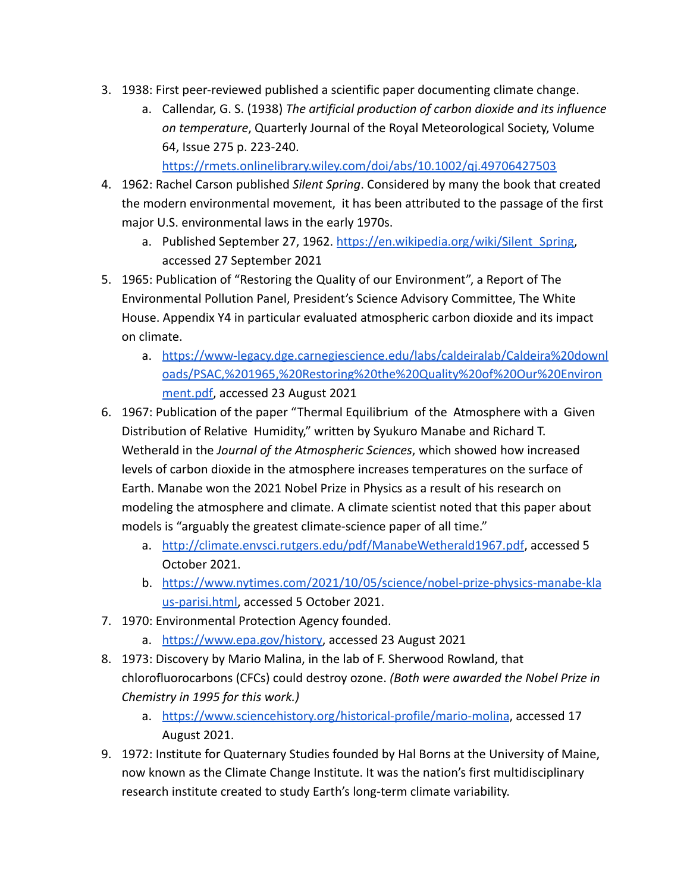3. 1938: First peer-reviewed published a scientific paper documenting climate change.
    a. Callendar, G. S. (1938) *The artificial production of carbon dioxide and its influence on temperature*, Quarterly Journal of the Royal Meteorological Society, Volume 64, Issue 275 p. 223-240. https://rmets.onlinelibrary.wiley.com/doi/abs/10.1002/qj.49706427503
4. 1962: Rachel Carson published *Silent Spring*. Considered by many the book that created the modern environmental movement, it has been attributed to the passage of the first major U.S. environmental laws in the early 1970s.
    a. Published September 27, 1962. https://en.wikipedia.org/wiki/Silent_Spring, accessed 27 September 2021
5. 1965: Publication of "Restoring the Quality of our Environment", a Report of The Environmental Pollution Panel, President's Science Advisory Committee, The White House. Appendix Y4 in particular evaluated atmospheric carbon dioxide and its impact on climate.
    a. https://www-legacy.dge.carnegiescience.edu/labs/caldeiralab/Caldeira%20downloads/PSAC,%201965,%20Restoring%20the%20Quality%20of%20Our%20Environment.pdf, accessed 23 August 2021
6. 1967: Publication of the paper "Thermal Equilibrium of the Atmosphere with a Given Distribution of Relative Humidity," written by Syukuro Manabe and Richard T. Wetherald in the *Journal of the Atmospheric Sciences*, which showed how increased levels of carbon dioxide in the atmosphere increases temperatures on the surface of Earth. Manabe won the 2021 Nobel Prize in Physics as a result of his research on modeling the atmosphere and climate. A climate scientist noted that this paper about models is "arguably the greatest climate-science paper of all time."
    a. http://climate.envsci.rutgers.edu/pdf/ManabeWetherald1967.pdf, accessed 5 October 2021.
    b. https://www.nytimes.com/2021/10/05/science/nobel-prize-physics-manabe-klaus-parisi.html, accessed 5 October 2021.
7. 1970: Environmental Protection Agency founded.
    a. https://www.epa.gov/history, accessed 23 August 2021
8. 1973: Discovery by Mario Malina, in the lab of F. Sherwood Rowland, that chlorofluorocarbons (CFCs) could destroy ozone. *(Both were awarded the Nobel Prize in Chemistry in 1995 for this work.)*
    a. https://www.sciencehistory.org/historical-profile/mario-molina, accessed 17 August 2021.
9. 1972: Institute for Quaternary Studies founded by Hal Borns at the University of Maine, now known as the Climate Change Institute. It was the nation's first multidisciplinary research institute created to study Earth's long-term climate variability.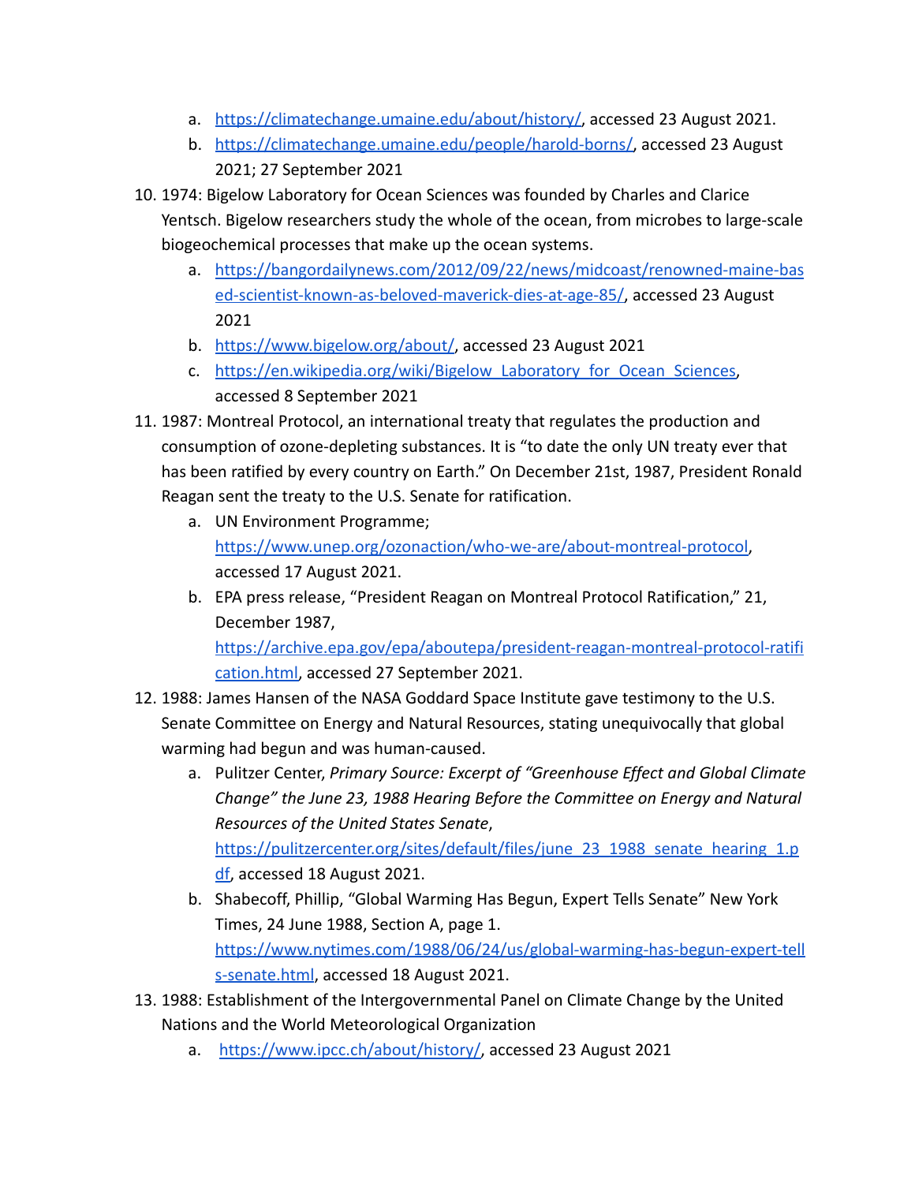a. https://climatechange.umaine.edu/about/history/, accessed 23 August 2021.
   b. https://climatechange.umaine.edu/people/harold-borns/, accessed 23 August 2021; 27 September 2021

10. 1974: Bigelow Laboratory for Ocean Sciences was founded by Charles and Clarice Yentsch. Bigelow researchers study the whole of the ocean, from microbes to large-scale biogeochemical processes that make up the ocean systems.
    a. https://bangordailynews.com/2012/09/22/news/midcoast/renowned-maine-based-scientist-known-as-beloved-maverick-dies-at-age-85/, accessed 23 August 2021
    b. https://www.bigelow.org/about/, accessed 23 August 2021
    c. https://en.wikipedia.org/wiki/Bigelow_Laboratory_for_Ocean_Sciences, accessed 8 September 2021
11. 1987: Montreal Protocol, an international treaty that regulates the production and consumption of ozone-depleting substances. It is "to date the only UN treaty ever that has been ratified by every country on Earth." On December 21st, 1987, President Ronald Reagan sent the treaty to the U.S. Senate for ratification.
    a. UN Environment Programme; https://www.unep.org/ozonaction/who-we-are/about-montreal-protocol, accessed 17 August 2021.
    b. EPA press release, "President Reagan on Montreal Protocol Ratification," 21, December 1987, https://archive.epa.gov/epa/aboutepa/president-reagan-montreal-protocol-ratification.html, accessed 27 September 2021.
12. 1988: James Hansen of the NASA Goddard Space Institute gave testimony to the U.S. Senate Committee on Energy and Natural Resources, stating unequivocally that global warming had begun and was human-caused.
    a. Pulitzer Center, *Primary Source: Excerpt of "Greenhouse Effect and Global Climate Change" the June 23, 1988 Hearing Before the Committee on Energy and Natural Resources of the United States Senate*, https://pulitzercenter.org/sites/default/files/june_23_1988_senate_hearing_1.pdf, accessed 18 August 2021.
    b. Shabecoff, Phillip, "Global Warming Has Begun, Expert Tells Senate" New York Times, 24 June 1988, Section A, page 1. https://www.nytimes.com/1988/06/24/us/global-warming-has-begun-expert-tells-senate.html, accessed 18 August 2021.
13. 1988: Establishment of the Intergovernmental Panel on Climate Change by the United Nations and the World Meteorological Organization
    a. https://www.ipcc.ch/about/history/, accessed 23 August 2021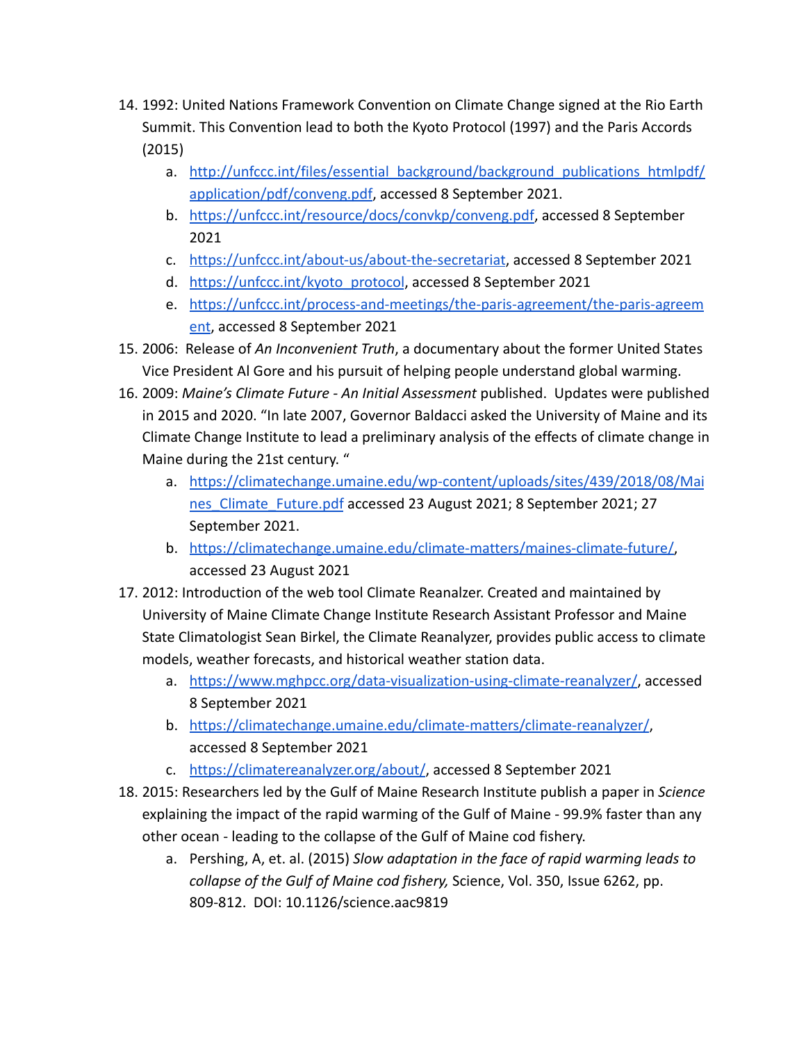14. 1992: United Nations Framework Convention on Climate Change signed at the Rio Earth Summit. This Convention lead to both the Kyoto Protocol (1997) and the Paris Accords (2015)
    a. http://unfccc.int/files/essential_background/background_publications_htmlpdf/application/pdf/conveng.pdf, accessed 8 September 2021.
    b. https://unfccc.int/resource/docs/convkp/conveng.pdf, accessed 8 September 2021
    c. https://unfccc.int/about-us/about-the-secretariat, accessed 8 September 2021
    d. https://unfccc.int/kyoto_protocol, accessed 8 September 2021
    e. https://unfccc.int/process-and-meetings/the-paris-agreement/the-paris-agreement, accessed 8 September 2021
15. 2006: Release of *An Inconvenient Truth*, a documentary about the former United States Vice President Al Gore and his pursuit of helping people understand global warming.
16. 2009: *Maine's Climate Future - An Initial Assessment* published. Updates were published in 2015 and 2020. "In late 2007, Governor Baldacci asked the University of Maine and its Climate Change Institute to lead a preliminary analysis of the effects of climate change in Maine during the 21st century. "
    a. https://climatechange.umaine.edu/wp-content/uploads/sites/439/2018/08/Maines_Climate_Future.pdf accessed 23 August 2021; 8 September 2021; 27 September 2021.
    b. https://climatechange.umaine.edu/climate-matters/maines-climate-future/, accessed 23 August 2021
17. 2012: Introduction of the web tool Climate Reanalzer. Created and maintained by University of Maine Climate Change Institute Research Assistant Professor and Maine State Climatologist Sean Birkel, the Climate Reanalyzer, provides public access to climate models, weather forecasts, and historical weather station data.
    a. https://www.mghpcc.org/data-visualization-using-climate-reanalyzer/, accessed 8 September 2021
    b. https://climatechange.umaine.edu/climate-matters/climate-reanalyzer/, accessed 8 September 2021
    c. https://climatereanalyzer.org/about/, accessed 8 September 2021
18. 2015: Researchers led by the Gulf of Maine Research Institute publish a paper in *Science* explaining the impact of the rapid warming of the Gulf of Maine - 99.9% faster than any other ocean - leading to the collapse of the Gulf of Maine cod fishery.
    a. Pershing, A, et. al. (2015) *Slow adaptation in the face of rapid warming leads to collapse of the Gulf of Maine cod fishery,* Science, Vol. 350, Issue 6262, pp. 809-812. DOI: 10.1126/science.aac9819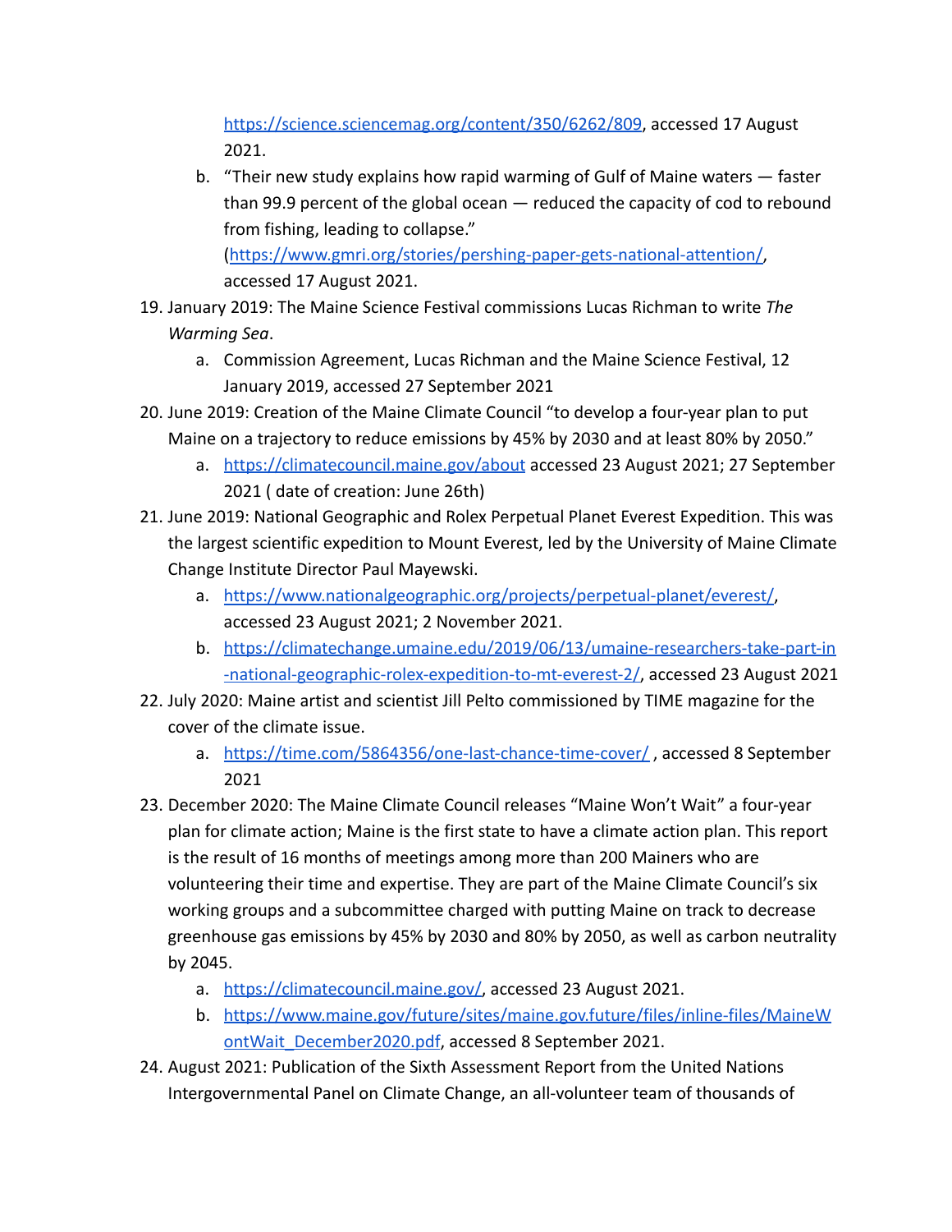https://science.sciencemag.org/content/350/6262/809, accessed 17 August 2021.

   b. "Their new study explains how rapid warming of Gulf of Maine waters — faster than 99.9 percent of the global ocean — reduced the capacity of cod to rebound from fishing, leading to collapse." (https://www.gmri.org/stories/pershing-paper-gets-national-attention/, accessed 17 August 2021.

19. January 2019: The Maine Science Festival commissions Lucas Richman to write *The Warming Sea*.
    a. Commission Agreement, Lucas Richman and the Maine Science Festival, 12 January 2019, accessed 27 September 2021
20. June 2019: Creation of the Maine Climate Council "to develop a four-year plan to put Maine on a trajectory to reduce emissions by 45% by 2030 and at least 80% by 2050."
    a. https://climatecouncil.maine.gov/about accessed 23 August 2021; 27 September 2021 ( date of creation: June 26th)
21. June 2019: National Geographic and Rolex Perpetual Planet Everest Expedition. This was the largest scientific expedition to Mount Everest, led by the University of Maine Climate Change Institute Director Paul Mayewski.
    a. https://www.nationalgeographic.org/projects/perpetual-planet/everest/, accessed 23 August 2021; 2 November 2021.
    b. https://climatechange.umaine.edu/2019/06/13/umaine-researchers-take-part-in-national-geographic-rolex-expedition-to-mt-everest-2/, accessed 23 August 2021
22. July 2020: Maine artist and scientist Jill Pelto commissioned by TIME magazine for the cover of the climate issue.
    a. https://time.com/5864356/one-last-chance-time-cover/ , accessed 8 September 2021
23. December 2020: The Maine Climate Council releases "Maine Won't Wait" a four-year plan for climate action; Maine is the first state to have a climate action plan. This report is the result of 16 months of meetings among more than 200 Mainers who are volunteering their time and expertise. They are part of the Maine Climate Council's six working groups and a subcommittee charged with putting Maine on track to decrease greenhouse gas emissions by 45% by 2030 and 80% by 2050, as well as carbon neutrality by 2045.
    a. https://climatecouncil.maine.gov/, accessed 23 August 2021.
    b. https://www.maine.gov/future/sites/maine.gov.future/files/inline-files/MaineWontWait_December2020.pdf, accessed 8 September 2021.
24. August 2021: Publication of the Sixth Assessment Report from the United Nations Intergovernmental Panel on Climate Change, an all-volunteer team of thousands of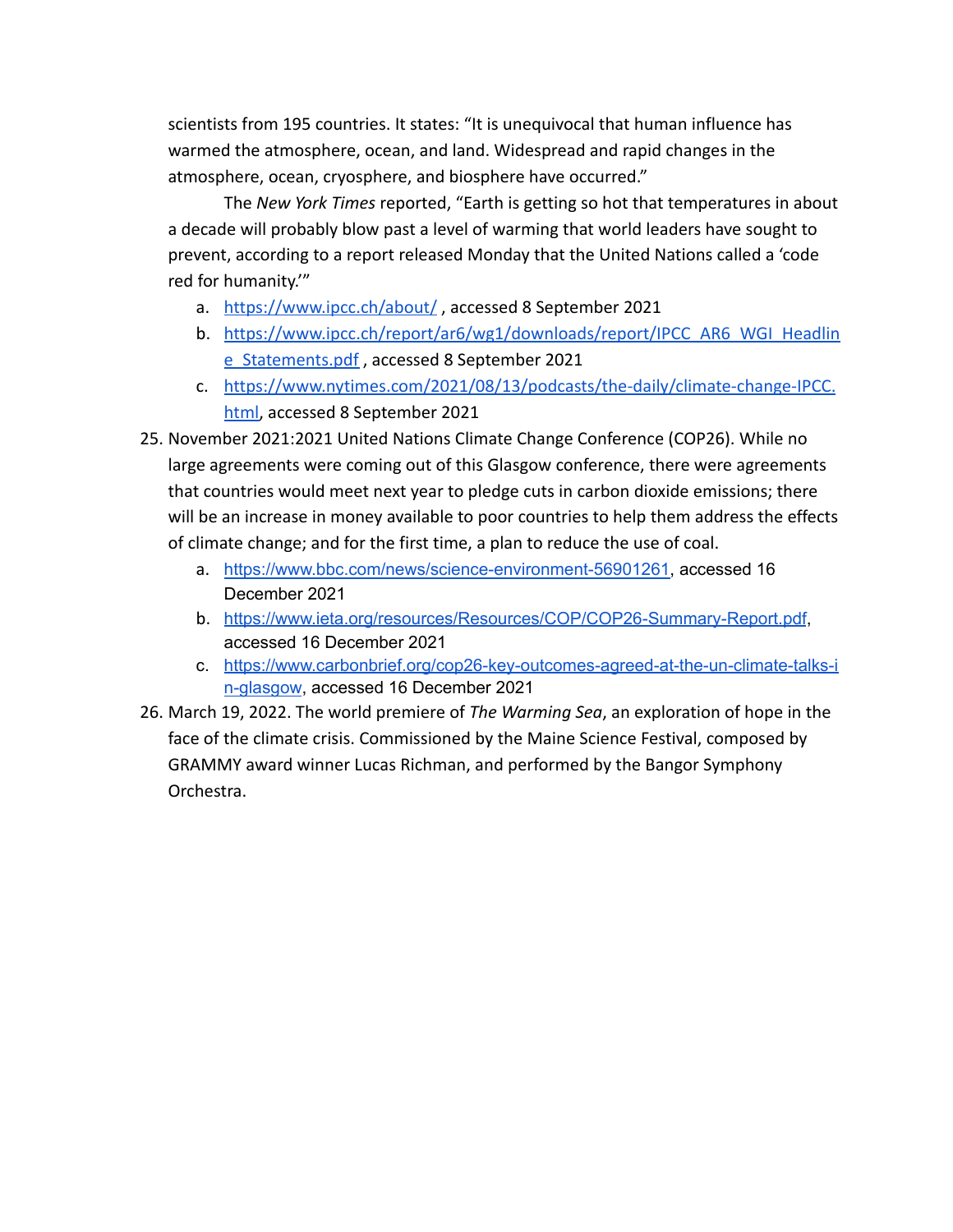scientists from 195 countries. It states: "It is unequivocal that human influence has warmed the atmosphere, ocean, and land. Widespread and rapid changes in the atmosphere, ocean, cryosphere, and biosphere have occurred."

The *New York Times* reported, "Earth is getting so hot that temperatures in about a decade will probably blow past a level of warming that world leaders have sought to prevent, according to a report released Monday that the United Nations called a 'code red for humanity.'"

   a. https://www.ipcc.ch/about/ , accessed 8 September 2021
   b. https://www.ipcc.ch/report/ar6/wg1/downloads/report/IPCC_AR6_WGI_Headline_Statements.pdf , accessed 8 September 2021
   c. https://www.nytimes.com/2021/08/13/podcasts/the-daily/climate-change-IPCC.html, accessed 8 September 2021

25. November 2021:2021 United Nations Climate Change Conference (COP26). While no large agreements were coming out of this Glasgow conference, there were agreements that countries would meet next year to pledge cuts in carbon dioxide emissions; there will be an increase in money available to poor countries to help them address the effects of climate change; and for the first time, a plan to reduce the use of coal.
   a. https://www.bbc.com/news/science-environment-56901261, accessed 16 December 2021
   b. https://www.ieta.org/resources/Resources/COP/COP26-Summary-Report.pdf, accessed 16 December 2021
   c. https://www.carbonbrief.org/cop26-key-outcomes-agreed-at-the-un-climate-talks-in-glasgow, accessed 16 December 2021
26. March 19, 2022. The world premiere of *The Warming Sea*, an exploration of hope in the face of the climate crisis. Commissioned by the Maine Science Festival, composed by GRAMMY award winner Lucas Richman, and performed by the Bangor Symphony Orchestra.